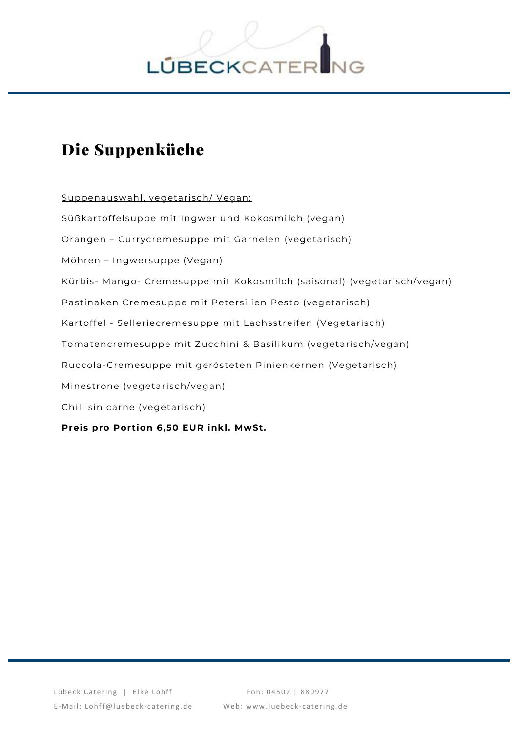# Die Suppenküche

Suppenauswahl, vegetarisch/ Vegan:

Süßkartoffelsuppe mit Ingwer und Kokosmilch (vegan)

Orangen – Currycremesuppe mit Garnelen (vegetarisch)

Möhren – Ingwersuppe (Vegan)

Kürbis- Mango- Cremesuppe mit Kokosmilch (saisonal) (vegetarisch/vegan)

Pastinaken Cremesuppe mit Petersilien Pesto (vegetarisch)

Kartoffel - Selleriecremesuppe mit Lachsstreifen (Vegetarisch)

Tomatencremesuppe mit Zucchini & Basilikum (vegetarisch/vegan)

Ruccola-Cremesuppe mit gerösteten Pinienkernen (Vegetarisch)

Minestrone (vegetarisch/vegan)

Chili sin carne (vegetarisch)

**Preis pro Portion 6,50 EUR inkl. MwSt.**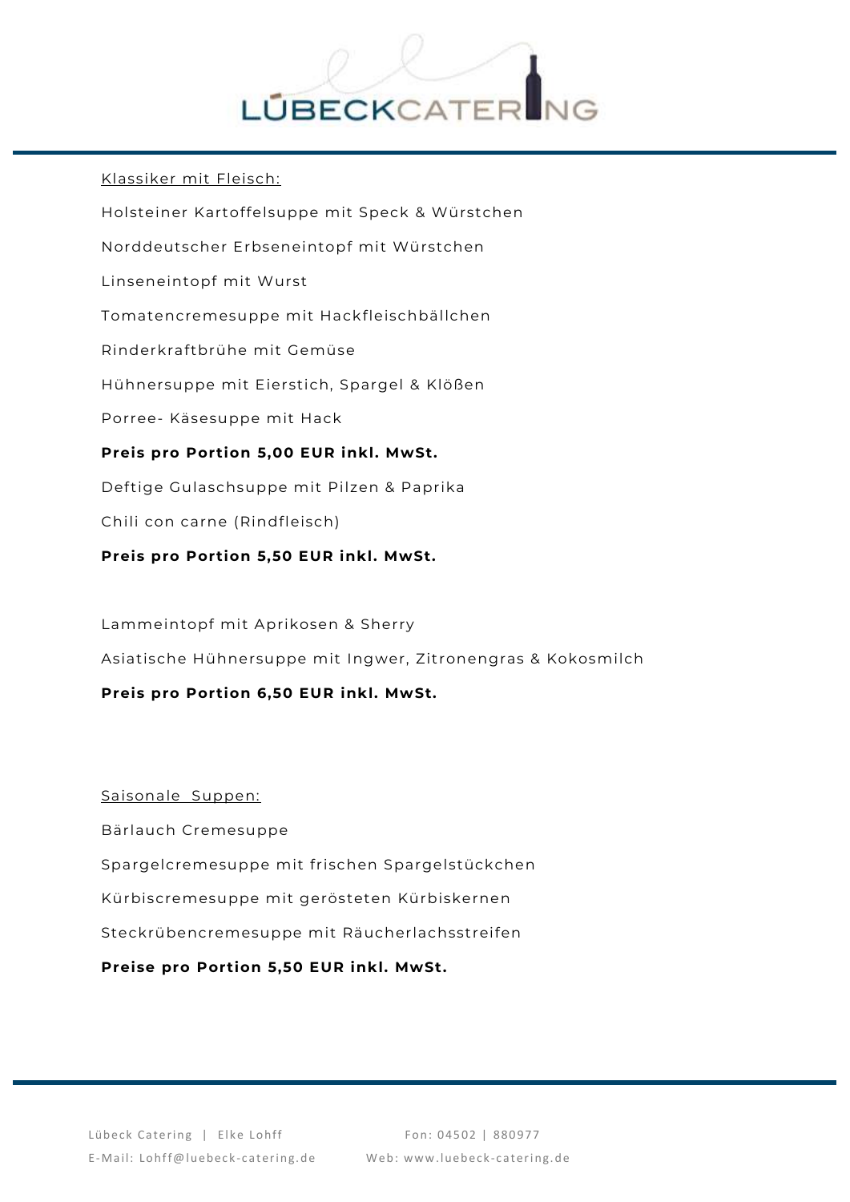Klassiker mit Fleisch:

Holsteiner Kartoffelsuppe mit Speck & Würstchen

Norddeutscher Erbseneintopf mit Würstchen

Linseneintopf mit Wurst

Tomatencremesuppe mit Hackfleischbällchen

Rinderkraftbrühe mit Gemüse

Hühnersuppe mit Eierstich, Spargel & Klößen

Porree- Käsesuppe mit Hack

**Preis pro Portion 5,00 EUR inkl. MwSt.**

Deftige Gulaschsuppe mit Pilzen & Paprika

Chili con carne (Rindfleisch)

**Preis pro Portion 5,50 EUR inkl. MwSt.**

Lammeintopf mit Aprikosen & Sherry

Asiatische Hühnersuppe mit Ingwer, Zitronengras & Kokosmilch

**Preis pro Portion 6,50 EUR inkl. MwSt.**

Saisonale Suppen:

Bärlauch Cremesuppe

Spargelcremesuppe mit frischen Spargelstückchen

Kürbiscremesuppe mit gerösteten Kürbiskernen

Steckrübencremesuppe mit Räucherlachsstreifen

**Preise pro Portion 5,50 EUR inkl. MwSt.**